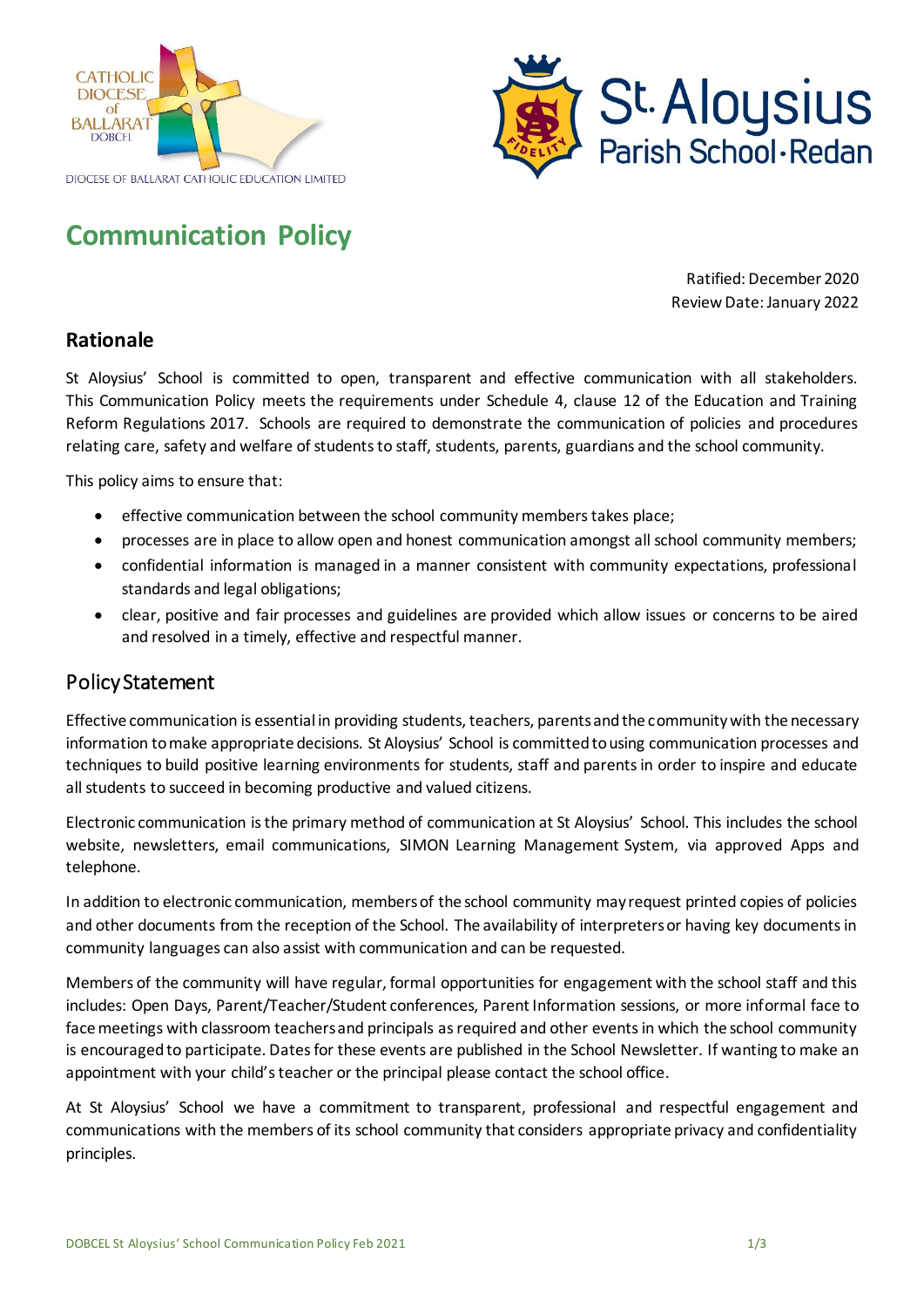# Communication Policy

Ratified: December 2020
Review Date: January 2022

## Rationale

St Aloysius' School is committed to open, transparent and effective communication with all stakeholders. This Communication Policy meets the requirements under Schedule 4, clause 12 of the Education and Training Reform Regulations 2017. Schools are required to demonstrate the communication of policies and procedures relating care, safety and welfare of students to staff, students, parents, guardians and the school community.

This policy aims to ensure that:

- effective communication between the school community members takes place;
- processes are in place to allow open and honest communication amongst all school community members;
- confidential information is managed in a manner consistent with community expectations, professional standards and legal obligations;
- clear, positive and fair processes and guidelines are provided which allow issues or concerns to be aired and resolved in a timely, effective and respectful manner.

## Policy Statement

Effective communication is essential in providing students, teachers, parents and the community with the necessary information to make appropriate decisions. St Aloysius' School is committed to using communication processes and techniques to build positive learning environments for students, staff and parents in order to inspire and educate all students to succeed in becoming productive and valued citizens.

Electronic communication is the primary method of communication at St Aloysius' School. This includes the school website, newsletters, email communications, SIMON Learning Management System, via approved Apps and telephone.

In addition to electronic communication, members of the school community may request printed copies of policies and other documents from the reception of the School. The availability of interpreters or having key documents in community languages can also assist with communication and can be requested.

Members of the community will have regular, formal opportunities for engagement with the school staff and this includes: Open Days, Parent/Teacher/Student conferences, Parent Information sessions, or more informal face to face meetings with classroom teachers and principals as required and other events in which the school community is encouraged to participate. Dates for these events are published in the School Newsletter. If wanting to make an appointment with your child's teacher or the principal please contact the school office.

At St Aloysius' School we have a commitment to transparent, professional and respectful engagement and communications with the members of its school community that considers appropriate privacy and confidentiality principles.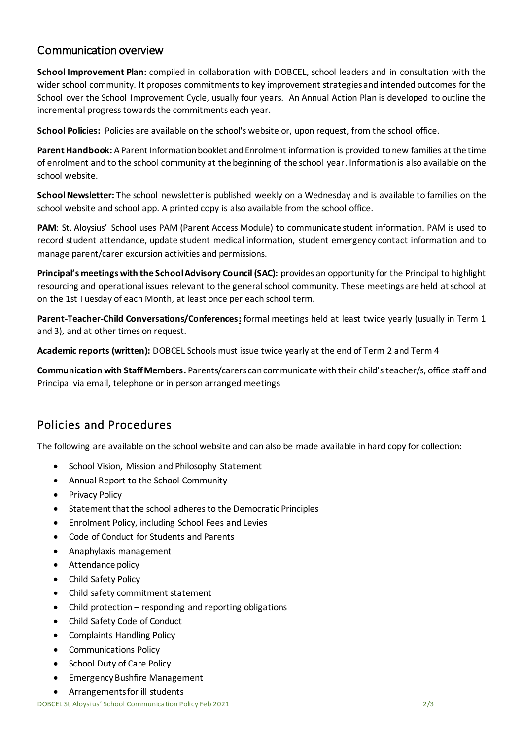## Communication overview

**School Improvement Plan:** compiled in collaboration with DOBCEL, school leaders and in consultation with the wider school community. It proposes commitments to key improvement strategies and intended outcomes for the School over the School Improvement Cycle, usually four years. An Annual Action Plan is developed to outline the incremental progress towards the commitments each year.

**School Policies:** Policies are available on the school's website or, upon request, from the school office.

**Parent Handbook:** A Parent Information booklet and Enrolment information is provided to new families at the time of enrolment and to the school community at the beginning of the school year. Information is also available on the school website.

**School Newsletter:** The school newsletter is published weekly on a Wednesday and is available to families on the school website and school app. A printed copy is also available from the school office.

**PAM**: St. Aloysius' School uses PAM (Parent Access Module) to communicate student information. PAM is used to record student attendance, update student medical information, student emergency contact information and to manage parent/carer excursion activities and permissions.

**Principal's meetings with the School Advisory Council (SAC):** provides an opportunity for the Principal to highlight resourcing and operational issues relevant to the general school community. These meetings are held at school at on the 1st Tuesday of each Month, at least once per each school term.

**Parent-Teacher-Child Conversations/Conferences:** formal meetings held at least twice yearly (usually in Term 1 and 3), and at other times on request.

**Academic reports (written):** DOBCEL Schools must issue twice yearly at the end of Term 2 and Term 4

**Communication with Staff Members.** Parents/carers can communicate with their child's teacher/s, office staff and Principal via email, telephone or in person arranged meetings

## Policies and Procedures

The following are available on the school website and can also be made available in hard copy for collection:

- School Vision, Mission and Philosophy Statement
- Annual Report to the School Community
- Privacy Policy
- Statement that the school adheres to the Democratic Principles
- Enrolment Policy, including School Fees and Levies
- Code of Conduct for Students and Parents
- Anaphylaxis management
- Attendance policy
- Child Safety Policy
- Child safety commitment statement
- Child protection – responding and reporting obligations
- Child Safety Code of Conduct
- Complaints Handling Policy
- Communications Policy
- School Duty of Care Policy
- Emergency Bushfire Management
- Arrangements for ill students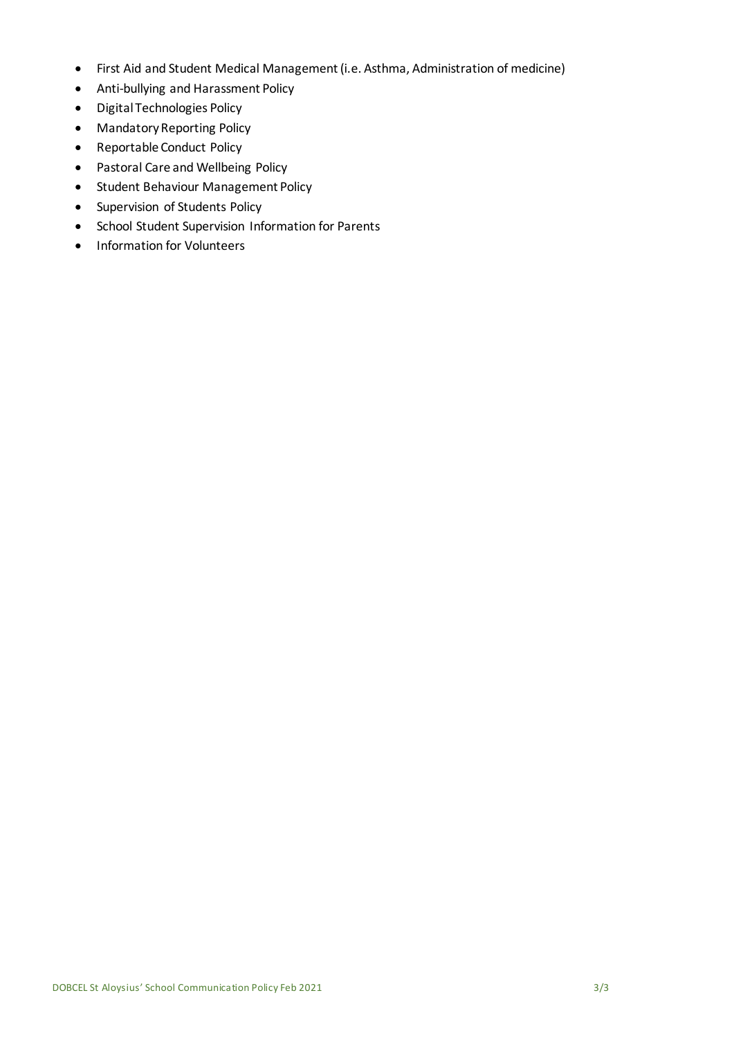- First Aid and Student Medical Management (i.e. Asthma, Administration of medicine)
- Anti-bullying and Harassment Policy
- Digital Technologies Policy
- Mandatory Reporting Policy
- Reportable Conduct Policy
- Pastoral Care and Wellbeing Policy
- Student Behaviour Management Policy
- Supervision of Students Policy
- School Student Supervision Information for Parents
- Information for Volunteers